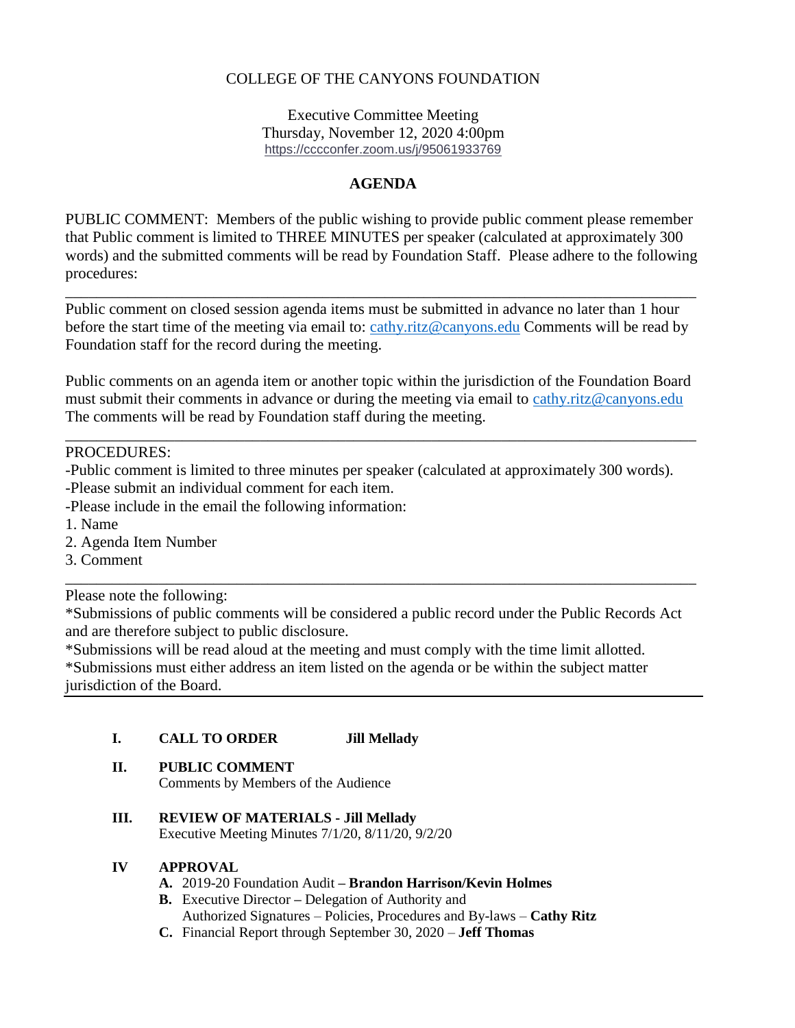COLLEGE OF THE CANYONS FOUNDATION

Executive Committee Meeting
Thursday, November 12, 2020 4:00pm
https://cccconfer.zoom.us/j/95061933769

## AGENDA

PUBLIC COMMENT: Members of the public wishing to provide public comment please remember that Public comment is limited to THREE MINUTES per speaker (calculated at approximately 300 words) and the submitted comments will be read by Foundation Staff. Please adhere to the following procedures:

---

Public comment on closed session agenda items must be submitted in advance no later than 1 hour before the start time of the meeting via email to: cathy.ritz@canyons.edu Comments will be read by Foundation staff for the record during the meeting.

Public comments on an agenda item or another topic within the jurisdiction of the Foundation Board must submit their comments in advance or during the meeting via email to cathy.ritz@canyons.edu The comments will be read by Foundation staff during the meeting.

---

PROCEDURES:
-Public comment is limited to three minutes per speaker (calculated at approximately 300 words).
-Please submit an individual comment for each item.
-Please include in the email the following information:
1. Name
2. Agenda Item Number
3. Comment

---

Please note the following:
*Submissions of public comments will be considered a public record under the Public Records Act and are therefore subject to public disclosure.
*Submissions will be read aloud at the meeting and must comply with the time limit allotted.
*Submissions must either address an item listed on the agenda or be within the subject matter jurisdiction of the Board.

---

**I. CALL TO ORDER** **Jill Mellady**

**II. PUBLIC COMMENT**
Comments by Members of the Audience

**III. REVIEW OF MATERIALS - Jill Mellady**
Executive Meeting Minutes 7/1/20, 8/11/20, 9/2/20

**IV APPROVAL**
- **A.** 2019-20 Foundation Audit – **Brandon Harrison/Kevin Holmes**
- **B.** Executive Director – Delegation of Authority and Authorized Signatures – Policies, Procedures and By-laws – **Cathy Ritz**
- **C.** Financial Report through September 30, 2020 – **Jeff Thomas**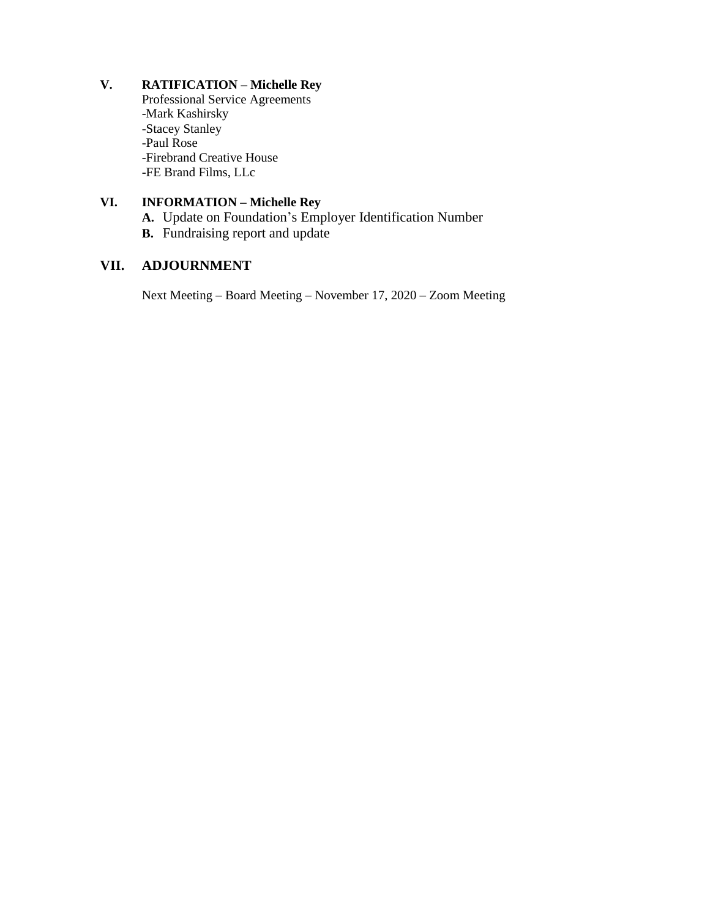## V. RATIFICATION – Michelle Rey

Professional Service Agreements
-Mark Kashirsky
-Stacey Stanley
-Paul Rose
-Firebrand Creative House
-FE Brand Films, LLc

## VI. INFORMATION – Michelle Rey

**A.** Update on Foundation's Employer Identification Number
**B.** Fundraising report and update

## VII. ADJOURNMENT

Next Meeting – Board Meeting – November 17, 2020 – Zoom Meeting